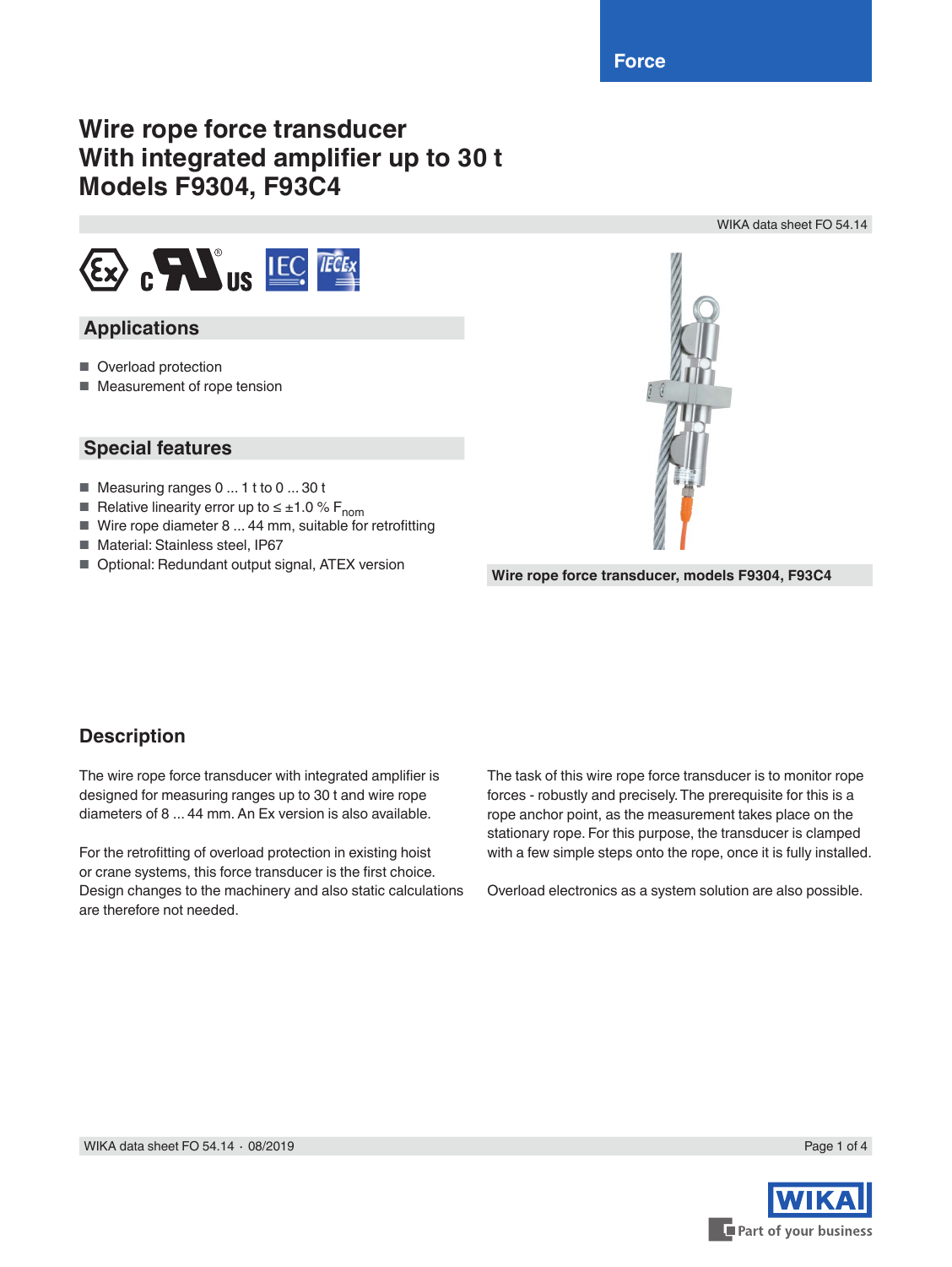Force

# Wire rope force transducer
# With integrated amplifier up to 30 t
# Models F9304, F93C4

WIKA data sheet FO 54.14

## Applications

- Overload protection
- Measurement of rope tension

## Special features

- Measuring ranges 0 ... 1 t to 0 ... 30 t
- Relative linearity error up to ≤ ±1.0 % $F_{nom}$
- Wire rope diameter 8 ... 44 mm, suitable for retrofitting
- Material: Stainless steel, IP67
- Optional: Redundant output signal, ATEX version

**Wire rope force transducer, models F9304, F93C4**

## Description

The wire rope force transducer with integrated amplifier is designed for measuring ranges up to 30 t and wire rope diameters of 8 ... 44 mm. An Ex version is also available.

For the retrofitting of overload protection in existing hoist or crane systems, this force transducer is the first choice. Design changes to the machinery and also static calculations are therefore not needed.

The task of this wire rope force transducer is to monitor rope forces - robustly and precisely. The prerequisite for this is a rope anchor point, as the measurement takes place on the stationary rope. For this purpose, the transducer is clamped with a few simple steps onto the rope, once it is fully installed.

Overload electronics as a system solution are also possible.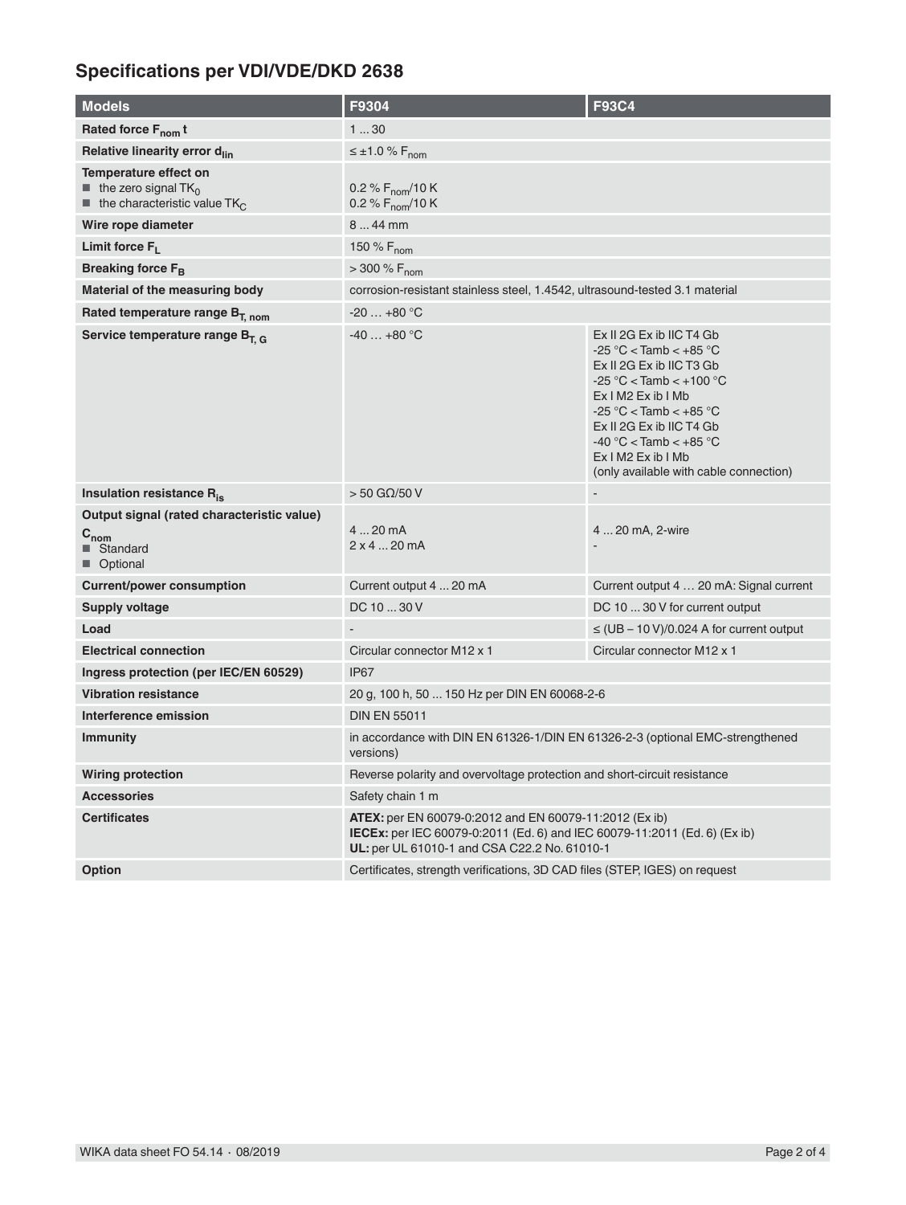## Specifications per VDI/VDE/DKD 2638

| Models | F9304 | F93C4 |
|---|---|---|
| **Rated force $F_{nom}$ t** | 1 ... 30 | |
| **Relative linearity error $d_{lin}$** | ≤ ±1.0 % $F_{nom}$ | |
| **Temperature effect on**<br>■ the zero signal $TK_0$<br>■ the characteristic value $TK_C$ | <br>0.2 % $F_{nom}$/10 K<br>0.2 % $F_{nom}$/10 K | |
| **Wire rope diameter** | 8 ... 44 mm | |
| **Limit force $F_L$** | 150 % $F_{nom}$ | |
| **Breaking force $F_B$** | > 300 % $F_{nom}$ | |
| **Material of the measuring body** | corrosion-resistant stainless steel, 1.4542, ultrasound-tested 3.1 material | |
| **Rated temperature range $B_{T, nom}$** | -20 … +80 °C | |
| **Service temperature range $B_{T, G}$** | -40 … +80 °C | Ex II 2G Ex ib IIC T4 Gb<br>-25 °C < Tamb < +85 °C<br>Ex II 2G Ex ib IIC T3 Gb<br>-25 °C < Tamb < +100 °C<br>Ex I M2 Ex ib I Mb<br>-25 °C < Tamb < +85 °C<br>Ex II 2G Ex ib IIC T4 Gb<br>-40 °C < Tamb < +85 °C<br>Ex I M2 Ex ib I Mb<br>(only available with cable connection) |
| **Insulation resistance $R_{is}$** | > 50 GΩ/50 V | - |
| **Output signal (rated characteristic value) $C_{nom}$**<br>■ Standard<br>■ Optional | <br>4 ... 20 mA<br>2 x 4 ... 20 mA | <br>4 ... 20 mA, 2-wire<br>- |
| **Current/power consumption** | Current output 4 ... 20 mA | Current output 4 … 20 mA: Signal current |
| **Supply voltage** | DC 10 ... 30 V | DC 10 ... 30 V for current output |
| **Load** | - | ≤ (UB – 10 V)/0.024 A for current output |
| **Electrical connection** | Circular connector M12 x 1 | Circular connector M12 x 1 |
| **Ingress protection (per IEC/EN 60529)** | IP67 | |
| **Vibration resistance** | 20 g, 100 h, 50 ... 150 Hz per DIN EN 60068-2-6 | |
| **Interference emission** | DIN EN 55011 | |
| **Immunity** | in accordance with DIN EN 61326-1/DIN EN 61326-2-3 (optional EMC-strengthened versions) | |
| **Wiring protection** | Reverse polarity and overvoltage protection and short-circuit resistance | |
| **Accessories** | Safety chain 1 m | |
| **Certificates** | **ATEX:** per EN 60079-0:2012 and EN 60079-11:2012 (Ex ib)<br>**IECEx:** per IEC 60079-0:2011 (Ed. 6) and IEC 60079-11:2011 (Ed. 6) (Ex ib)<br>**UL:** per UL 61010-1 and CSA C22.2 No. 61010-1 | |
| **Option** | Certificates, strength verifications, 3D CAD files (STEP, IGES) on request | |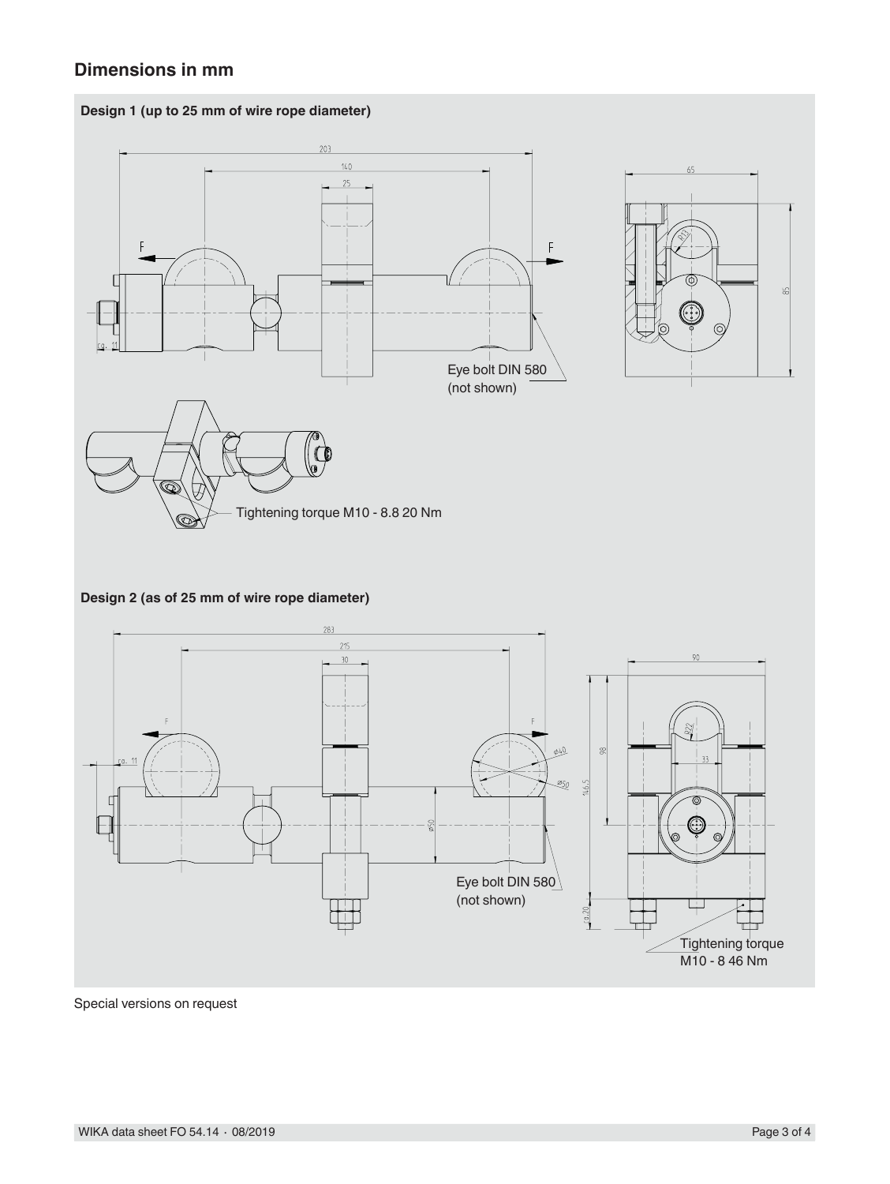## Dimensions in mm

**Design 1 (up to 25 mm of wire rope diameter)**

Eye bolt DIN 580 (not shown)

Tightening torque M10 - 8.8 20 Nm

**Design 2 (as of 25 mm of wire rope diameter)**

Eye bolt DIN 580 (not shown)

Tightening torque M10 - 8 46 Nm

Special versions on request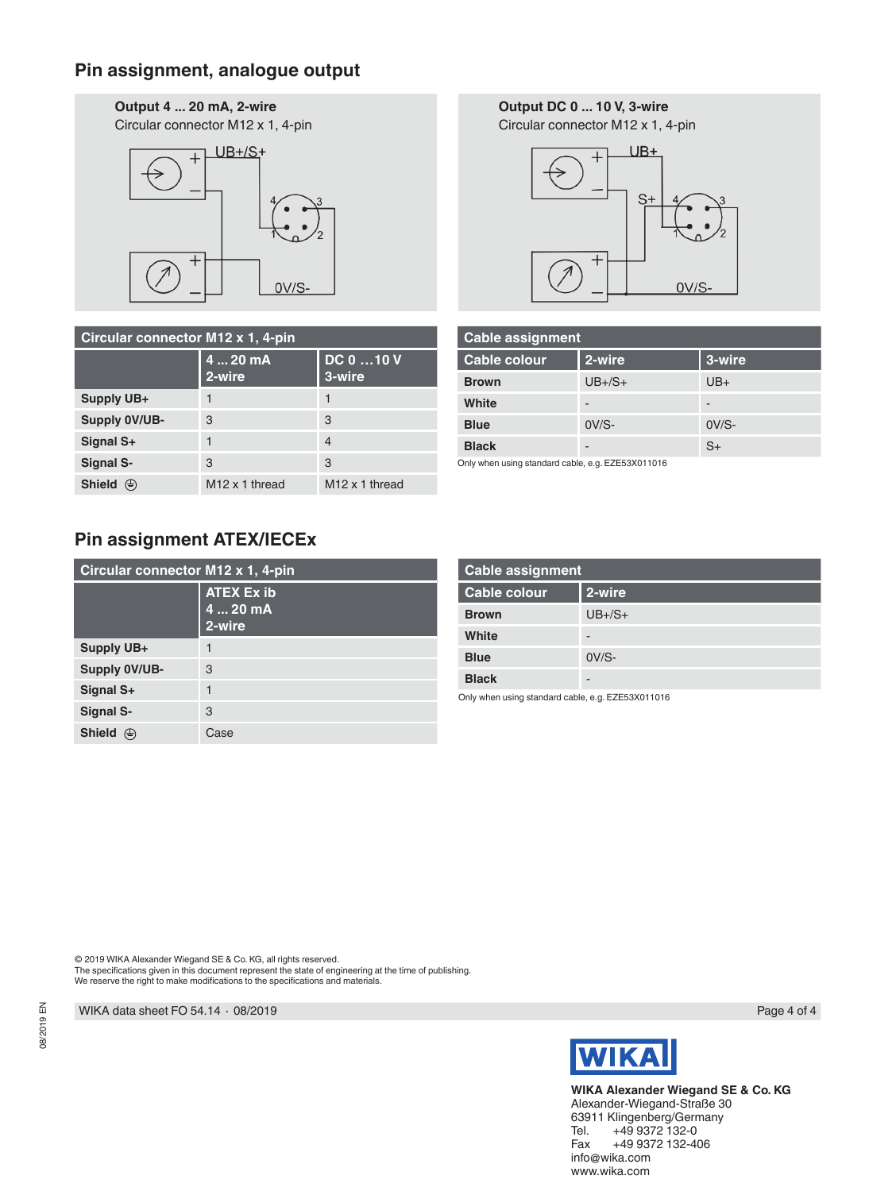## Pin assignment, analogue output

**Output 4 ... 20 mA, 2-wire**
Circular connector M12 x 1, 4-pin

UB+/S+
4 3
1 2
0V/S-

**Output DC 0 ... 10 V, 3-wire**
Circular connector M12 x 1, 4-pin

UB+
S+
4 3
1 2
0V/S-

| Circular connector M12 x 1, 4-pin | | |
|---|---|---|
| | **4 ... 20 mA 2-wire** | **DC 0 …10 V 3-wire** |
| **Supply UB+** | 1 | 1 |
| **Supply 0V/UB-** | 3 | 3 |
| **Signal S+** | 1 | 4 |
| **Signal S-** | 3 | 3 |
| **Shield** ⏚ | M12 x 1 thread | M12 x 1 thread |

| Cable assignment | | |
|---|---|---|
| **Cable colour** | **2-wire** | **3-wire** |
| **Brown** | UB+/S+ | UB+ |
| **White** | - | - |
| **Blue** | 0V/S- | 0V/S- |
| **Black** | - | S+ |

Only when using standard cable, e.g. EZE53X011016

## Pin assignment ATEX/IECEx

| Circular connector M12 x 1, 4-pin | |
|---|---|
| | **ATEX Ex ib 4 ... 20 mA 2-wire** |
| **Supply UB+** | 1 |
| **Supply 0V/UB-** | 3 |
| **Signal S+** | 1 |
| **Signal S-** | 3 |
| **Shield** ⏚ | Case |

| Cable assignment | |
|---|---|
| **Cable colour** | **2-wire** |
| **Brown** | UB+/S+ |
| **White** | - |
| **Blue** | 0V/S- |
| **Black** | - |

Only when using standard cable, e.g. EZE53X011016

© 2019 WIKA Alexander Wiegand SE & Co. KG, all rights reserved.
The specifications given in this document represent the state of engineering at the time of publishing.
We reserve the right to make modifications to the specifications and materials.

WIKA data sheet FO 54.14 · 08/2019

**WIKA Alexander Wiegand SE & Co. KG**
Alexander-Wiegand-Straße 30
63911 Klingenberg/Germany
Tel. +49 9372 132-0
Fax +49 9372 132-406
info@wika.com
www.wika.com